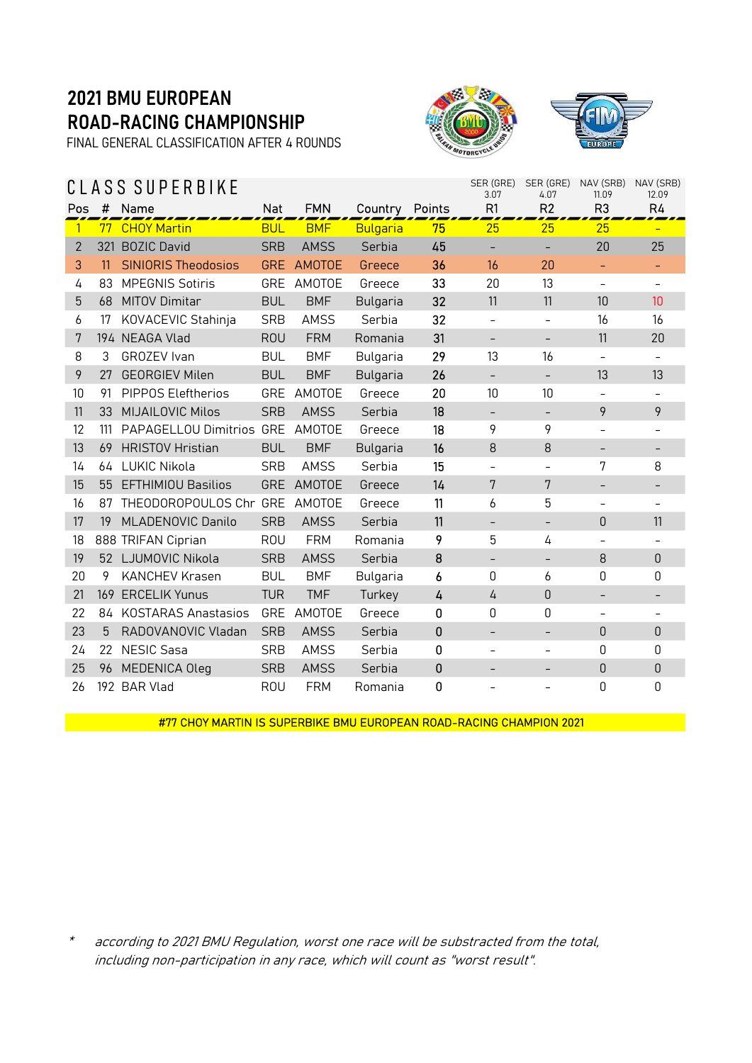# 2021 BMU EUROPEAN ROAD-RACING CHAMPIONSHIP

FINAL GENERAL CLASSIFICATION AFTER 4 ROUNDS

## CLASS SUPERBIKE

| Pos | # | Name | Nat | FMN | Country | Points | SER (GRE) 3.07 R1 | SER (GRE) 4.07 R2 | NAV (SRB) 11.09 R3 | NAV (SRB) 12.09 R4 |
|---|---|---|---|---|---|---|---|---|---|---|
| 1 | 77 | CHOY Martin | BUL | BMF | Bulgaria | 75 | 25 | 25 | 25 | - |
| 2 | 321 | BOZIC David | SRB | AMSS | Serbia | 45 | - | - | 20 | 25 |
| 3 | 11 | SINIORIS Theodosios | GRE | AMOTOE | Greece | 36 | 16 | 20 | - | - |
| 4 | 83 | MPEGNIS Sotiris | GRE | AMOTOE | Greece | 33 | 20 | 13 | - | - |
| 5 | 68 | MITOV Dimitar | BUL | BMF | Bulgaria | 32 | 11 | 11 | 10 | 10 |
| 6 | 17 | KOVACEVIC Stahinja | SRB | AMSS | Serbia | 32 | - | - | 16 | 16 |
| 7 | 194 | NEAGA Vlad | ROU | FRM | Romania | 31 | - | - | 11 | 20 |
| 8 | 3 | GROZEV Ivan | BUL | BMF | Bulgaria | 29 | 13 | 16 | - | - |
| 9 | 27 | GEORGIEV Milen | BUL | BMF | Bulgaria | 26 | - | - | 13 | 13 |
| 10 | 91 | PIPPOS Eleftherios | GRE | AMOTOE | Greece | 20 | 10 | 10 | - | - |
| 11 | 33 | MIJAILOVIC Milos | SRB | AMSS | Serbia | 18 | - | - | 9 | 9 |
| 12 | 111 | PAPAGELLOU Dimitrios | GRE | AMOTOE | Greece | 18 | 9 | 9 | - | - |
| 13 | 69 | HRISTOV Hristian | BUL | BMF | Bulgaria | 16 | 8 | 8 | - | - |
| 14 | 64 | LUKIC Nikola | SRB | AMSS | Serbia | 15 | - | - | 7 | 8 |
| 15 | 55 | EFTHIMIOU Basilios | GRE | AMOTOE | Greece | 14 | 7 | 7 | - | - |
| 16 | 87 | THEODOROPOULOS Chr | GRE | AMOTOE | Greece | 11 | 6 | 5 | - | - |
| 17 | 19 | MLADENOVIC Danilo | SRB | AMSS | Serbia | 11 | - | - | 0 | 11 |
| 18 | 888 | TRIFAN Ciprian | ROU | FRM | Romania | 9 | 5 | 4 | - | - |
| 19 | 52 | LJUMOVIC Nikola | SRB | AMSS | Serbia | 8 | - | - | 8 | 0 |
| 20 | 9 | KANCHEV Krasen | BUL | BMF | Bulgaria | 6 | 0 | 6 | 0 | 0 |
| 21 | 169 | ERCELIK Yunus | TUR | TMF | Turkey | 4 | 4 | 0 | - | - |
| 22 | 84 | KOSTARAS Anastasios | GRE | AMOTOE | Greece | 0 | 0 | 0 | - | - |
| 23 | 5 | RADOVANOVIC Vladan | SRB | AMSS | Serbia | 0 | - | - | 0 | 0 |
| 24 | 22 | NESIC Sasa | SRB | AMSS | Serbia | 0 | - | - | 0 | 0 |
| 25 | 96 | MEDENICA Oleg | SRB | AMSS | Serbia | 0 | - | - | 0 | 0 |
| 26 | 192 | BAR Vlad | ROU | FRM | Romania | 0 | - | - | 0 | 0 |

**#77 CHOY MARTIN IS SUPERBIKE BMU EUROPEAN ROAD-RACING CHAMPION 2021**

\* *according to 2021 BMU Regulation, worst one race will be substracted from the total, including non-participation in any race, which will count as "worst result".*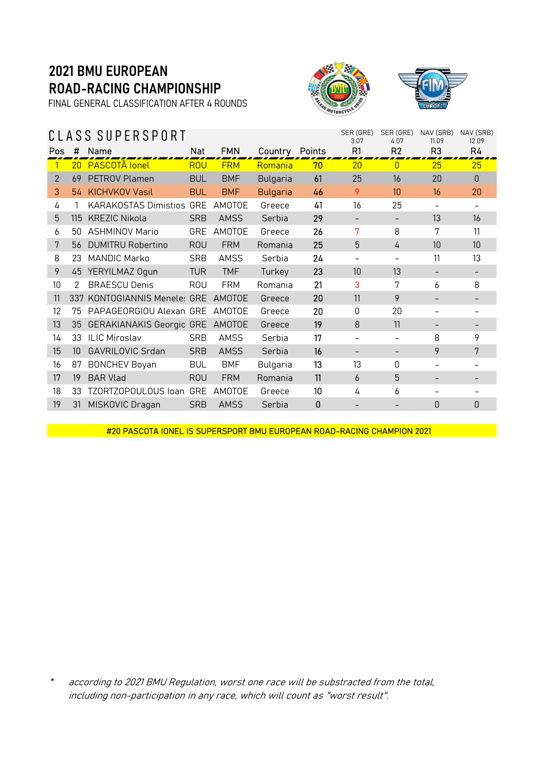# 2021 BMU EUROPEAN ROAD-RACING CHAMPIONSHIP

FINAL GENERAL CLASSIFICATION AFTER 4 ROUNDS

## CLASS SUPERSPORT

| | | | | | | | SER (GRE) 3.07 | SER (GRE) 4.07 | NAV (SRB) 11.09 | NAV (SRB) 12.09 |
|---|---|---|---|---|---|---|---|---|---|---|
| **Pos** | **#** | **Name** | **Nat** | **FMN** | **Country** | **Points** | **R1** | **R2** | **R3** | **R4** |
| 1 | 20 | PASCOTĂ Ionel | ROU | FRM | Romania | 70 | 20 | 0 | 25 | 25 |
| 2 | 69 | PETROV Plamen | BUL | BMF | Bulgaria | 61 | 25 | 16 | 20 | 0 |
| 3 | 54 | KICHVKOV Vasil | BUL | BMF | Bulgaria | 46 | 9 | 10 | 16 | 20 |
| 4 | 1 | KARAKOSTAS Dimistios | GRE | AMOTOE | Greece | 41 | 16 | 25 | - | - |
| 5 | 115 | KREZIC Nikola | SRB | AMSS | Serbia | 29 | - | - | 13 | 16 |
| 6 | 50 | ASHMINOV Mario | GRE | AMOTOE | Greece | 26 | 7 | 8 | 7 | 11 |
| 7 | 56 | DUMITRU Robertino | ROU | FRM | Romania | 25 | 5 | 4 | 10 | 10 |
| 8 | 23 | MANDIC Marko | SRB | AMSS | Serbia | 24 | - | - | 11 | 13 |
| 9 | 45 | YERYILMAZ Ogun | TUR | TMF | Turkey | 23 | 10 | 13 | - | - |
| 10 | 2 | BRAESCU Denis | ROU | FRM | Romania | 21 | 3 | 7 | 6 | 8 |
| 11 | 337 | KONTOGIANNIS Menele: | GRE | AMOTOE | Greece | 20 | 11 | 9 | - | - |
| 12 | 75 | PAPAGEORGIOU Alexan | GRE | AMOTOE | Greece | 20 | 0 | 20 | - | - |
| 13 | 35 | GERAKIANAKIS Georgic | GRE | AMOTOE | Greece | 19 | 8 | 11 | - | - |
| 14 | 33 | ILIC Miroslav | SRB | AMSS | Serbia | 17 | - | - | 8 | 9 |
| 15 | 10 | GAVRILOVIC Srdan | SRB | AMSS | Serbia | 16 | - | - | 9 | 7 |
| 16 | 87 | BONCHEV Boyan | BUL | BMF | Bulgaria | 13 | 13 | 0 | - | - |
| 17 | 19 | BAR Vlad | ROU | FRM | Romania | 11 | 6 | 5 | - | - |
| 18 | 33 | TZORTZOPOULOUS Ioan | GRE | AMOTOE | Greece | 10 | 4 | 6 | - | - |
| 19 | 31 | MISKOVIC Dragan | SRB | AMSS | Serbia | 0 | - | - | 0 | 0 |

**#20 PASCOTA IONEL IS SUPERSPORT BMU EUROPEAN ROAD-RACING CHAMPION 2021**

* *according to 2021 BMU Regulation, worst one race will be substracted from the total, including non-participation in any race, which will count as "worst result".*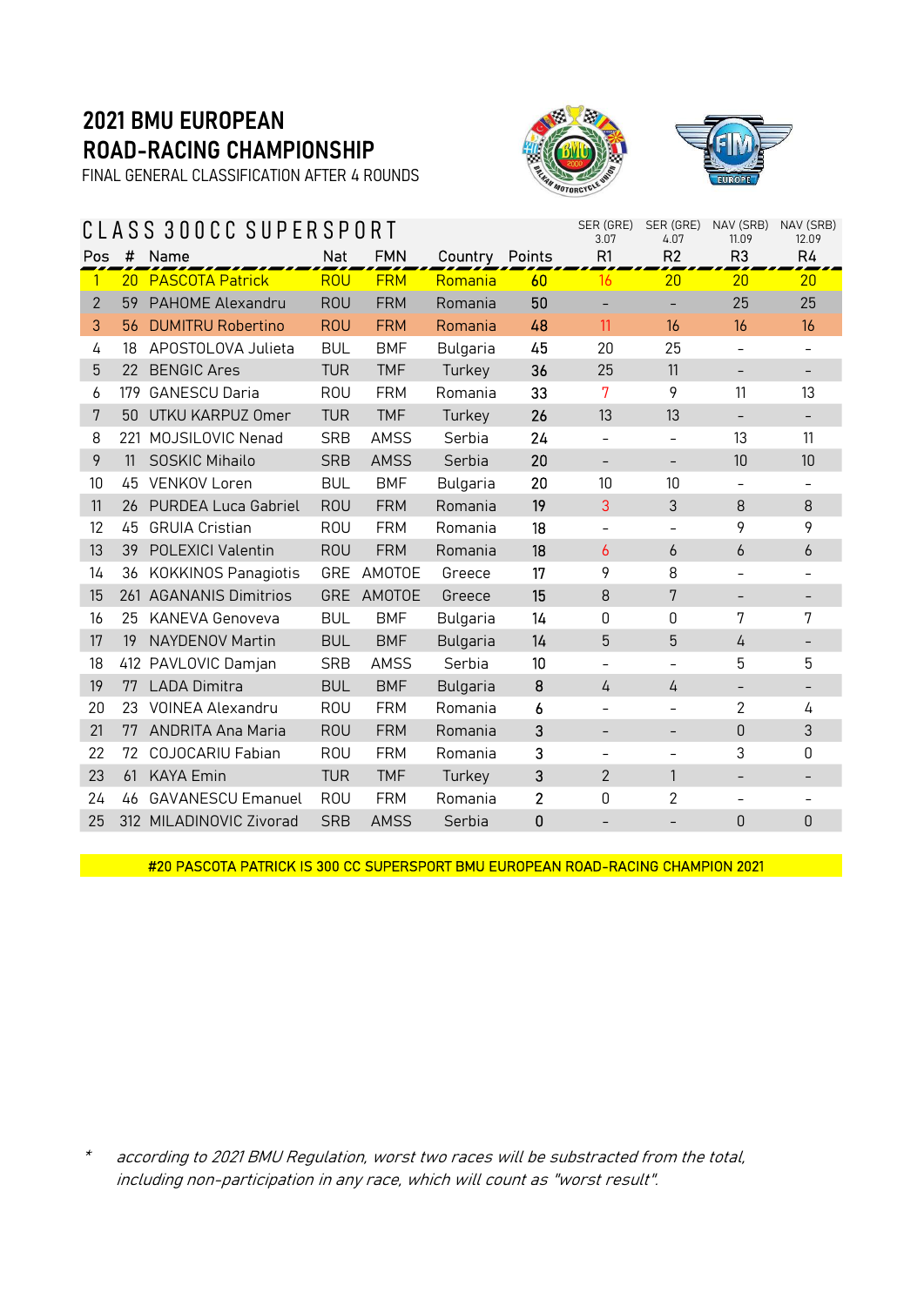# 2021 BMU EUROPEAN ROAD-RACING CHAMPIONSHIP

FINAL GENERAL CLASSIFICATION AFTER 4 ROUNDS

## CLASS 300CC SUPERSPORT

| Pos | # | Name | Nat | FMN | Country | Points | SER (GRE) 3.07 R1 | SER (GRE) 4.07 R2 | NAV (SRB) 11.09 R3 | NAV (SRB) 12.09 R4 |
|---|---|---|---|---|---|---|---|---|---|---|
| 1 | 20 | PASCOTA Patrick | ROU | FRM | Romania | 60 | 16 | 20 | 20 | 20 |
| 2 | 59 | PAHOME Alexandru | ROU | FRM | Romania | 50 | - | - | 25 | 25 |
| 3 | 56 | DUMITRU Robertino | ROU | FRM | Romania | 48 | 11 | 16 | 16 | 16 |
| 4 | 18 | APOSTOLOVA Julieta | BUL | BMF | Bulgaria | 45 | 20 | 25 | - | - |
| 5 | 22 | BENGIC Ares | TUR | TMF | Turkey | 36 | 25 | 11 | - | - |
| 6 | 179 | GANESCU Daria | ROU | FRM | Romania | 33 | 7 | 9 | 11 | 13 |
| 7 | 50 | UTKU KARPUZ Omer | TUR | TMF | Turkey | 26 | 13 | 13 | - | - |
| 8 | 221 | MOJSILOVIC Nenad | SRB | AMSS | Serbia | 24 | - | - | 13 | 11 |
| 9 | 11 | SOSKIC Mihailo | SRB | AMSS | Serbia | 20 | - | - | 10 | 10 |
| 10 | 45 | VENKOV Loren | BUL | BMF | Bulgaria | 20 | 10 | 10 | - | - |
| 11 | 26 | PURDEA Luca Gabriel | ROU | FRM | Romania | 19 | 3 | 3 | 8 | 8 |
| 12 | 45 | GRUIA Cristian | ROU | FRM | Romania | 18 | - | - | 9 | 9 |
| 13 | 39 | POLEXICI Valentin | ROU | FRM | Romania | 18 | 6 | 6 | 6 | 6 |
| 14 | 36 | KOKKINOS Panagiotis | GRE | AMOTOE | Greece | 17 | 9 | 8 | - | - |
| 15 | 261 | AGANANIS Dimitrios | GRE | AMOTOE | Greece | 15 | 8 | 7 | - | - |
| 16 | 25 | KANEVA Genoveva | BUL | BMF | Bulgaria | 14 | 0 | 0 | 7 | 7 |
| 17 | 19 | NAYDENOV Martin | BUL | BMF | Bulgaria | 14 | 5 | 5 | 4 | - |
| 18 | 412 | PAVLOVIC Damjan | SRB | AMSS | Serbia | 10 | - | - | 5 | 5 |
| 19 | 77 | LADA Dimitra | BUL | BMF | Bulgaria | 8 | 4 | 4 | - | - |
| 20 | 23 | VOINEA Alexandru | ROU | FRM | Romania | 6 | - | - | 2 | 4 |
| 21 | 77 | ANDRITA Ana Maria | ROU | FRM | Romania | 3 | - | - | 0 | 3 |
| 22 | 72 | COJOCARIU Fabian | ROU | FRM | Romania | 3 | - | - | 3 | 0 |
| 23 | 61 | KAYA Emin | TUR | TMF | Turkey | 3 | 2 | 1 | - | - |
| 24 | 46 | GAVANESCU Emanuel | ROU | FRM | Romania | 2 | 0 | 2 | - | - |
| 25 | 312 | MILADINOVIC Zivorad | SRB | AMSS | Serbia | 0 | - | - | 0 | 0 |

#20 PASCOTA PATRICK IS 300 CC SUPERSPORT BMU EUROPEAN ROAD-RACING CHAMPION 2021

\* *according to 2021 BMU Regulation, worst two races will be substracted from the total, including non-participation in any race, which will count as "worst result".*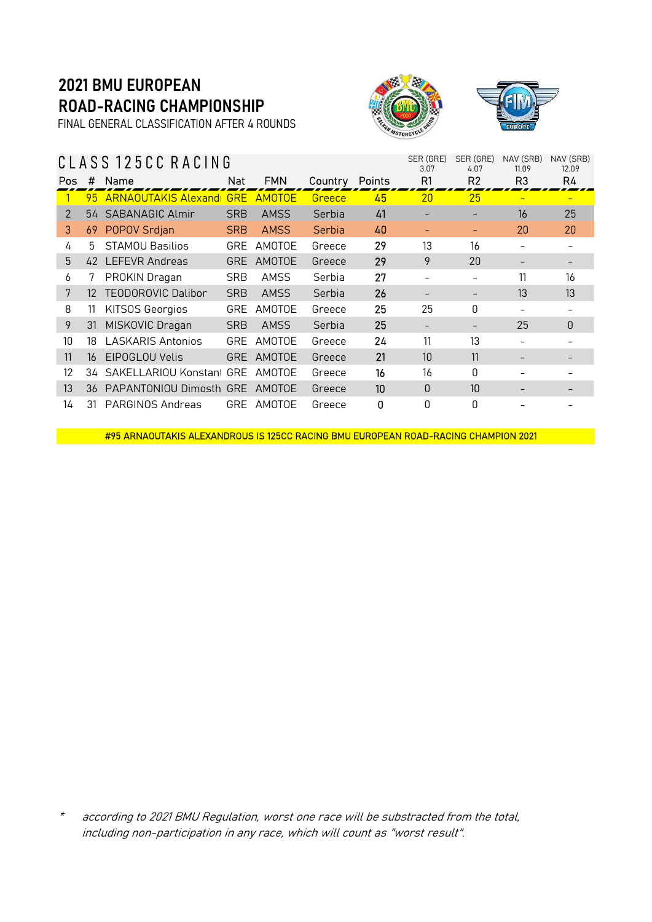# 2021 BMU EUROPEAN ROAD-RACING CHAMPIONSHIP

FINAL GENERAL CLASSIFICATION AFTER 4 ROUNDS

## CLASS 125CC RACING

| Pos | # | Name | Nat | FMN | Country | Points | SER (GRE) 3.07 R1 | SER (GRE) 4.07 R2 | NAV (SRB) 11.09 R3 | NAV (SRB) 12.09 R4 |
|---|---|---|---|---|---|---|---|---|---|---|
| 1 | 95 | ARNAOUTAKIS Alexandı | GRE | AMOTOE | Greece | 45 | 20 | 25 | - | - |
| 2 | 54 | SABANAGIC Almir | SRB | AMSS | Serbia | 41 | - | - | 16 | 25 |
| 3 | 69 | POPOV Srdjan | SRB | AMSS | Serbia | 40 | - | - | 20 | 20 |
| 4 | 5 | STAMOU Basilios | GRE | AMOTOE | Greece | 29 | 13 | 16 | - | - |
| 5 | 42 | LEFEVR Andreas | GRE | AMOTOE | Greece | 29 | 9 | 20 | - | - |
| 6 | 7 | PROKIN Dragan | SRB | AMSS | Serbia | 27 | - | - | 11 | 16 |
| 7 | 12 | TEODOROVIC Dalibor | SRB | AMSS | Serbia | 26 | - | - | 13 | 13 |
| 8 | 11 | KITSOS Georgios | GRE | AMOTOE | Greece | 25 | 25 | 0 | - | - |
| 9 | 31 | MISKOVIC Dragan | SRB | AMSS | Serbia | 25 | - | - | 25 | 0 |
| 10 | 18 | LASKARIS Antonios | GRE | AMOTOE | Greece | 24 | 11 | 13 | - | - |
| 11 | 16 | EIPOGLOU Velis | GRE | AMOTOE | Greece | 21 | 10 | 11 | - | - |
| 12 | 34 | SAKELLARIOU Konstanı | GRE | AMOTOE | Greece | 16 | 16 | 0 | - | - |
| 13 | 36 | PAPANTONIOU Dimosth | GRE | AMOTOE | Greece | 10 | 0 | 10 | - | - |
| 14 | 31 | PARGINOS Andreas | GRE | AMOTOE | Greece | 0 | 0 | 0 | - | - |

#95 ARNAOUTAKIS ALEXANDROUS IS 125CC RACING BMU EUROPEAN ROAD-RACING CHAMPION 2021

*  *according to 2021 BMU Regulation, worst one race will be substracted from the total, including non-participation in any race, which will count as "worst result".*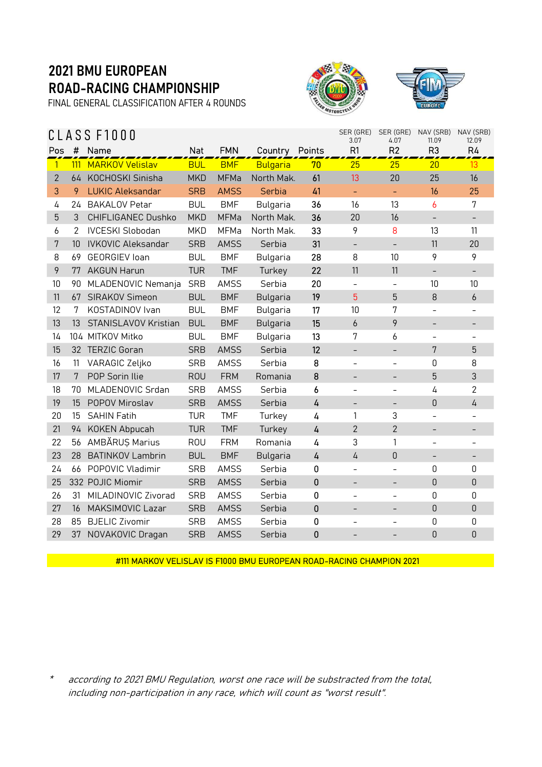# 2021 BMU EUROPEAN ROAD-RACING CHAMPIONSHIP

FINAL GENERAL CLASSIFICATION AFTER 4 ROUNDS

## CLASS F1000

| Pos | # | Name | Nat | FMN | Country | Points | SER (GRE) 3.07 R1 | SER (GRE) 4.07 R2 | NAV (SRB) 11.09 R3 | NAV (SRB) 12.09 R4 |
|---|---|---|---|---|---|---|---|---|---|---|
| 1 | 111 | MARKOV Velislav | BUL | BMF | Bulgaria | 70 | 25 | 25 | 20 | 13 |
| 2 | 64 | KOCHOSKI Sinisha | MKD | MFMa | North Mak. | 61 | 13 | 20 | 25 | 16 |
| 3 | 9 | LUKIC Aleksandar | SRB | AMSS | Serbia | 41 | - | - | 16 | 25 |
| 4 | 24 | BAKALOV Petar | BUL | BMF | Bulgaria | 36 | 16 | 13 | 6 | 7 |
| 5 | 3 | CHIFLIGANEC Dushko | MKD | MFMa | North Mak. | 36 | 20 | 16 | - | - |
| 6 | 2 | IVCESKI Slobodan | MKD | MFMa | North Mak. | 33 | 9 | 8 | 13 | 11 |
| 7 | 10 | IVKOVIC Aleksandar | SRB | AMSS | Serbia | 31 | - | - | 11 | 20 |
| 8 | 69 | GEORGIEV Ioan | BUL | BMF | Bulgaria | 28 | 8 | 10 | 9 | 9 |
| 9 | 77 | AKGUN Harun | TUR | TMF | Turkey | 22 | 11 | 11 | - | - |
| 10 | 90 | MLADENOVIC Nemanja | SRB | AMSS | Serbia | 20 | - | - | 10 | 10 |
| 11 | 67 | SIRAKOV Simeon | BUL | BMF | Bulgaria | 19 | 5 | 5 | 8 | 6 |
| 12 | 7 | KOSTADINOV Ivan | BUL | BMF | Bulgaria | 17 | 10 | 7 | - | - |
| 13 | 13 | STANISLAVOV Kristian | BUL | BMF | Bulgaria | 15 | 6 | 9 | - | - |
| 14 | 104 | MITKOV Mitko | BUL | BMF | Bulgaria | 13 | 7 | 6 | - | - |
| 15 | 32 | TERZIC Goran | SRB | AMSS | Serbia | 12 | - | - | 7 | 5 |
| 16 | 11 | VARAGIC Zeljko | SRB | AMSS | Serbia | 8 | - | - | 0 | 8 |
| 17 | 7 | POP Sorin Ilie | ROU | FRM | Romania | 8 | - | - | 5 | 3 |
| 18 | 70 | MLADENOVIC Srdan | SRB | AMSS | Serbia | 6 | - | - | 4 | 2 |
| 19 | 15 | POPOV Miroslav | SRB | AMSS | Serbia | 4 | - | - | 0 | 4 |
| 20 | 15 | SAHIN Fatih | TUR | TMF | Turkey | 4 | 1 | 3 | - | - |
| 21 | 94 | KOKEN Abpucah | TUR | TMF | Turkey | 4 | 2 | 2 | - | - |
| 22 | 56 | AMBĂRUȘ Marius | ROU | FRM | Romania | 4 | 3 | 1 | - | - |
| 23 | 28 | BATINKOV Lambrin | BUL | BMF | Bulgaria | 4 | 4 | 0 | - | - |
| 24 | 66 | POPOVIC Vladimir | SRB | AMSS | Serbia | 0 | - | - | 0 | 0 |
| 25 | 332 | POJIC Miomir | SRB | AMSS | Serbia | 0 | - | - | 0 | 0 |
| 26 | 31 | MILADINOVIC Zivorad | SRB | AMSS | Serbia | 0 | - | - | 0 | 0 |
| 27 | 16 | MAKSIMOVIC Lazar | SRB | AMSS | Serbia | 0 | - | - | 0 | 0 |
| 28 | 85 | BJELIC Zivomir | SRB | AMSS | Serbia | 0 | - | - | 0 | 0 |
| 29 | 37 | NOVAKOVIC Dragan | SRB | AMSS | Serbia | 0 | - | - | 0 | 0 |

#111 MARKOV VELISLAV IS F1000 BMU EUROPEAN ROAD-RACING CHAMPION 2021

\* *according to 2021 BMU Regulation, worst one race will be substracted from the total, including non-participation in any race, which will count as "worst result".*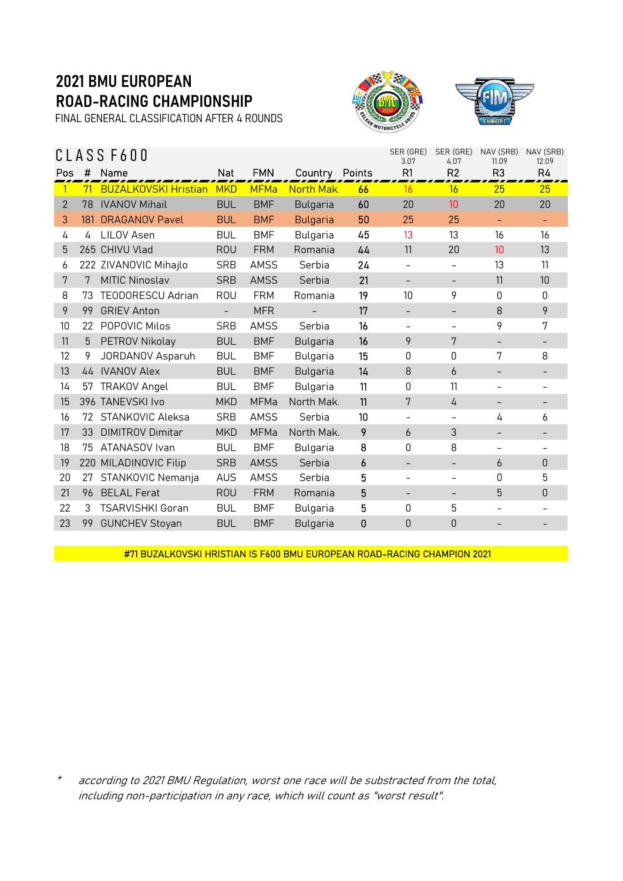# 2021 BMU EUROPEAN ROAD-RACING CHAMPIONSHIP

FINAL GENERAL CLASSIFICATION AFTER 4 ROUNDS

## CLASS F600

| Pos | # | Name | Nat | FMN | Country | Points | SER (GRE) 3.07 R1 | SER (GRE) 4.07 R2 | NAV (SRB) 11.09 R3 | NAV (SRB) 12.09 R4 |
|---|---|---|---|---|---|---|---|---|---|---|
| 1 | 71 | BUZALKOVSKI Hristian | MKD | MFMa | North Mak. | 66 | 16 | 16 | 25 | 25 |
| 2 | 78 | IVANOV Mihail | BUL | BMF | Bulgaria | 60 | 20 | 10 | 20 | 20 |
| 3 | 181 | DRAGANOV Pavel | BUL | BMF | Bulgaria | 50 | 25 | 25 | - | - |
| 4 | 4 | LILOV Asen | BUL | BMF | Bulgaria | 45 | 13 | 13 | 16 | 16 |
| 5 | 265 | CHIVU Vlad | ROU | FRM | Romania | 44 | 11 | 20 | 10 | 13 |
| 6 | 222 | ZIVANOVIC Mihajlo | SRB | AMSS | Serbia | 24 | - | - | 13 | 11 |
| 7 | 7 | MITIC Ninoslav | SRB | AMSS | Serbia | 21 | - | - | 11 | 10 |
| 8 | 73 | TEODORESCU Adrian | ROU | FRM | Romania | 19 | 10 | 9 | 0 | 0 |
| 9 | 99 | GRIEV Anton | - | MFR | - | 17 | - | - | 8 | 9 |
| 10 | 22 | POPOVIC Milos | SRB | AMSS | Serbia | 16 | - | - | 9 | 7 |
| 11 | 5 | PETROV Nikolay | BUL | BMF | Bulgaria | 16 | 9 | 7 | - | - |
| 12 | 9 | JORDANOV Asparuh | BUL | BMF | Bulgaria | 15 | 0 | 0 | 7 | 8 |
| 13 | 44 | IVANOV Alex | BUL | BMF | Bulgaria | 14 | 8 | 6 | - | - |
| 14 | 57 | TRAKOV Angel | BUL | BMF | Bulgaria | 11 | 0 | 11 | - | - |
| 15 | 396 | TANEVSKI Ivo | MKD | MFMa | North Mak. | 11 | 7 | 4 | - | - |
| 16 | 72 | STANKOVIC Aleksa | SRB | AMSS | Serbia | 10 | - | - | 4 | 6 |
| 17 | 33 | DIMITROV Dimitar | MKD | MFMa | North Mak. | 9 | 6 | 3 | - | - |
| 18 | 75 | ATANASOV Ivan | BUL | BMF | Bulgaria | 8 | 0 | 8 | - | - |
| 19 | 220 | MILADINOVIC Filip | SRB | AMSS | Serbia | 6 | - | - | 6 | 0 |
| 20 | 27 | STANKOVIC Nemanja | AUS | AMSS | Serbia | 5 | - | - | 0 | 5 |
| 21 | 96 | BELAL Ferat | ROU | FRM | Romania | 5 | - | - | 5 | 0 |
| 22 | 3 | TSARVISHKI Goran | BUL | BMF | Bulgaria | 5 | 0 | 5 | - | - |
| 23 | 99 | GUNCHEV Stoyan | BUL | BMF | Bulgaria | 0 | 0 | 0 | - | - |

**#71 BUZALKOVSKI HRISTIAN IS F600 BMU EUROPEAN ROAD-RACING CHAMPION 2021**

* *according to 2021 BMU Regulation, worst one race will be substracted from the total, including non-participation in any race, which will count as "worst result".*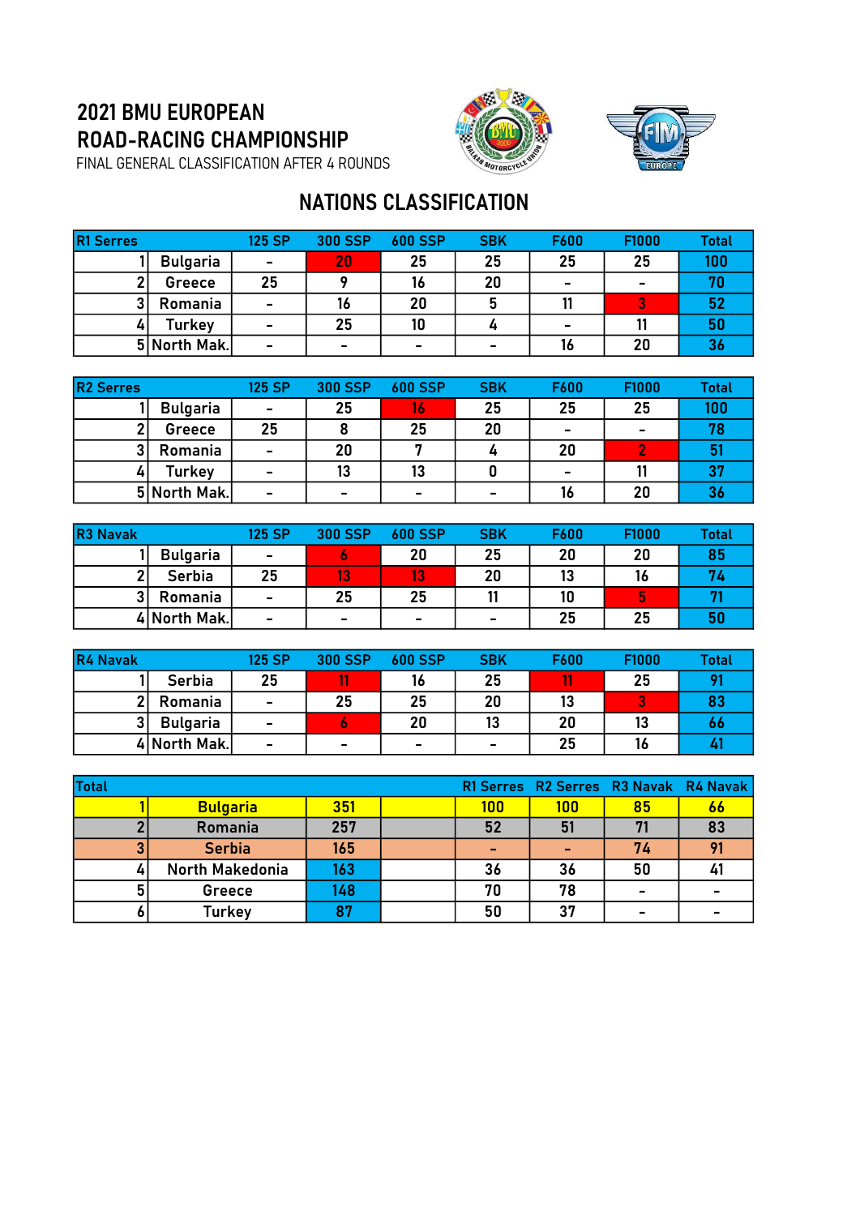# 2021 BMU EUROPEAN ROAD-RACING CHAMPIONSHIP

FINAL GENERAL CLASSIFICATION AFTER 4 ROUNDS

## NATIONS CLASSIFICATION

| R1 Serres | | 125 SP | 300 SSP | 600 SSP | SBK | F600 | F1000 | Total |
|---|---|---|---|---|---|---|---|---|
| 1 | Bulgaria | - | 20 | 25 | 25 | 25 | 25 | 100 |
| 2 | Greece | 25 | 9 | 16 | 20 | - | - | 70 |
| 3 | Romania | - | 16 | 20 | 5 | 11 | 3 | 52 |
| 4 | Turkey | - | 25 | 10 | 4 | - | 11 | 50 |
| 5 | North Mak. | - | - | - | - | 16 | 20 | 36 |

| R2 Serres | | 125 SP | 300 SSP | 600 SSP | SBK | F600 | F1000 | Total |
|---|---|---|---|---|---|---|---|---|
| 1 | Bulgaria | - | 25 | 16 | 25 | 25 | 25 | 100 |
| 2 | Greece | 25 | 8 | 25 | 20 | - | - | 78 |
| 3 | Romania | - | 20 | 7 | 4 | 20 | 2 | 51 |
| 4 | Turkey | - | 13 | 13 | 0 | - | 11 | 37 |
| 5 | North Mak. | - | - | - | - | 16 | 20 | 36 |

| R3 Navak | | 125 SP | 300 SSP | 600 SSP | SBK | F600 | F1000 | Total |
|---|---|---|---|---|---|---|---|---|
| 1 | Bulgaria | - | 6 | 20 | 25 | 20 | 20 | 85 |
| 2 | Serbia | 25 | 13 | 13 | 20 | 13 | 16 | 74 |
| 3 | Romania | - | 25 | 25 | 11 | 10 | 5 | 71 |
| 4 | North Mak. | - | - | - | - | 25 | 25 | 50 |

| R4 Navak | | 125 SP | 300 SSP | 600 SSP | SBK | F600 | F1000 | Total |
|---|---|---|---|---|---|---|---|---|
| 1 | Serbia | 25 | 11 | 16 | 25 | 11 | 25 | 91 |
| 2 | Romania | - | 25 | 25 | 20 | 13 | 3 | 83 |
| 3 | Bulgaria | - | 6 | 20 | 13 | 20 | 13 | 66 |
| 4 | North Mak. | - | - | - | - | 25 | 16 | 41 |

| Total | | | | R1 Serres | R2 Serres | R3 Navak | R4 Navak |
|---|---|---|---|---|---|---|---|
| 1 | Bulgaria | 351 | | 100 | 100 | 85 | 66 |
| 2 | Romania | 257 | | 52 | 51 | 71 | 83 |
| 3 | Serbia | 165 | | - | - | 74 | 91 |
| 4 | North Makedonia | 163 | | 36 | 36 | 50 | 41 |
| 5 | Greece | 148 | | 70 | 78 | - | - |
| 6 | Turkey | 87 | | 50 | 37 | - | - |